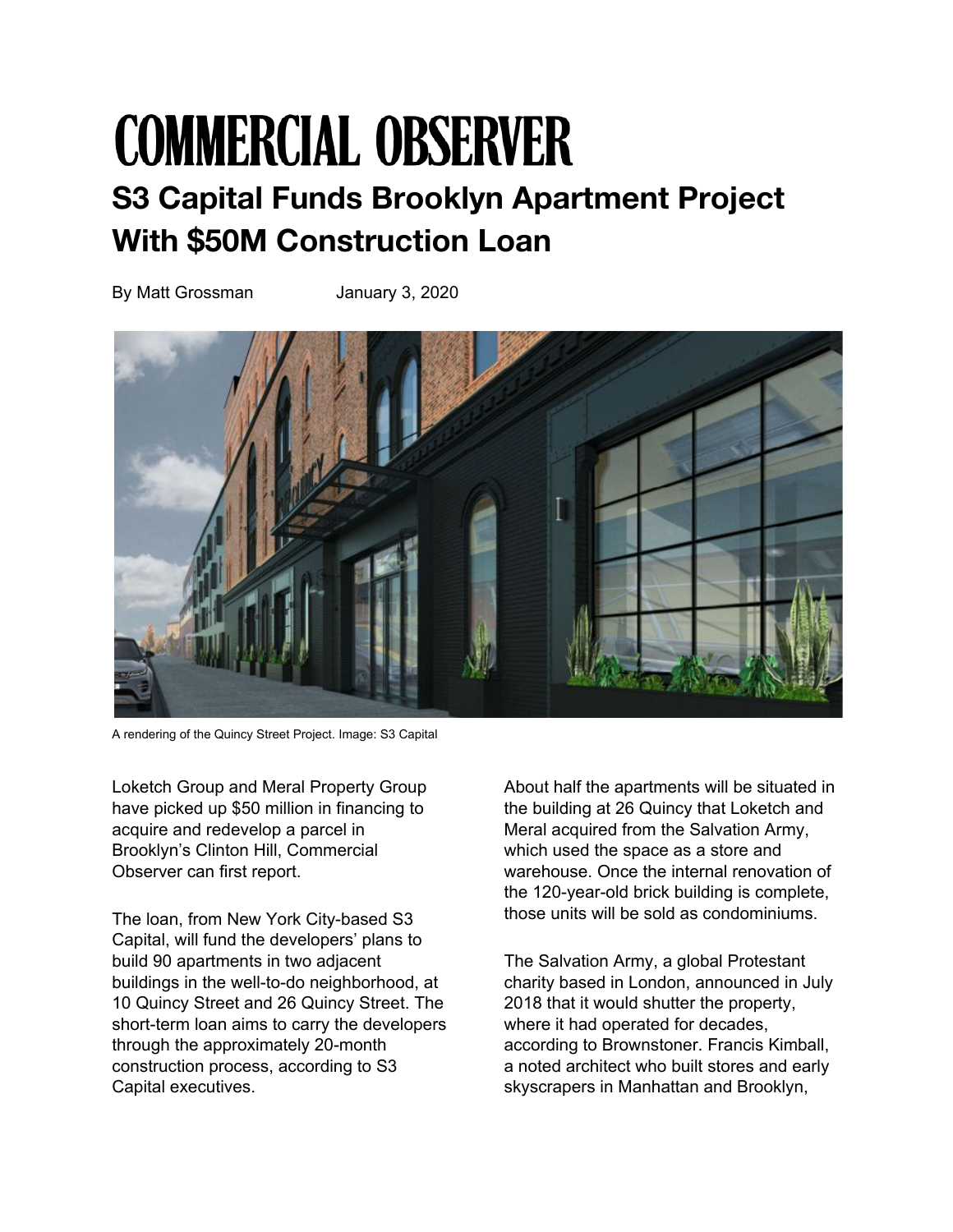# COMMERCIAL OBSERVER

## S3 Capital Funds Brooklyn Apartment Project With $50M Construction Loan

By Matt Grossman January 3, 2020

A rendering of the Quincy Street Project. Image: S3 Capital

Loketch Group and Meral Property Group have picked up $50 million in financing to acquire and redevelop a parcel in Brooklyn's Clinton Hill, Commercial Observer can first report.

The loan, from New York City-based S3 Capital, will fund the developers' plans to build 90 apartments in two adjacent buildings in the well-to-do neighborhood, at 10 Quincy Street and 26 Quincy Street. The short-term loan aims to carry the developers through the approximately 20-month construction process, according to S3 Capital executives.

About half the apartments will be situated in the building at 26 Quincy that Loketch and Meral acquired from the Salvation Army, which used the space as a store and warehouse. Once the internal renovation of the 120-year-old brick building is complete, those units will be sold as condominiums.

The Salvation Army, a global Protestant charity based in London, announced in July 2018 that it would shutter the property, where it had operated for decades, according to Brownstoner. Francis Kimball, a noted architect who built stores and early skyscrapers in Manhattan and Brooklyn,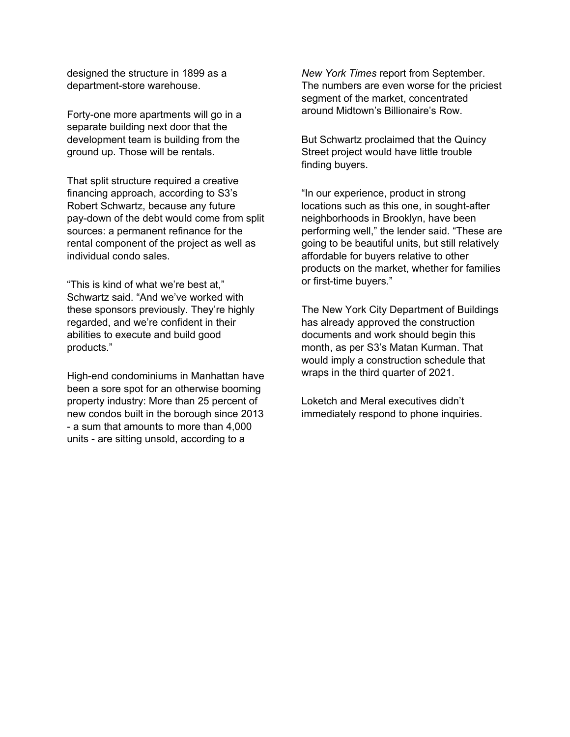designed the structure in 1899 as a department-store warehouse.

Forty-one more apartments will go in a separate building next door that the development team is building from the ground up. Those will be rentals.

That split structure required a creative financing approach, according to S3's Robert Schwartz, because any future pay-down of the debt would come from split sources: a permanent refinance for the rental component of the project as well as individual condo sales.

"This is kind of what we're best at," Schwartz said. "And we've worked with these sponsors previously. They're highly regarded, and we're confident in their abilities to execute and build good products."

High-end condominiums in Manhattan have been a sore spot for an otherwise booming property industry: More than 25 percent of new condos built in the borough since 2013 - a sum that amounts to more than 4,000 units - are sitting unsold, according to a *New York Times* report from September. The numbers are even worse for the priciest segment of the market, concentrated around Midtown's Billionaire's Row.

But Schwartz proclaimed that the Quincy Street project would have little trouble finding buyers.

"In our experience, product in strong locations such as this one, in sought-after neighborhoods in Brooklyn, have been performing well," the lender said. "These are going to be beautiful units, but still relatively affordable for buyers relative to other products on the market, whether for families or first-time buyers."

The New York City Department of Buildings has already approved the construction documents and work should begin this month, as per S3's Matan Kurman. That would imply a construction schedule that wraps in the third quarter of 2021.

Loketch and Meral executives didn't immediately respond to phone inquiries.